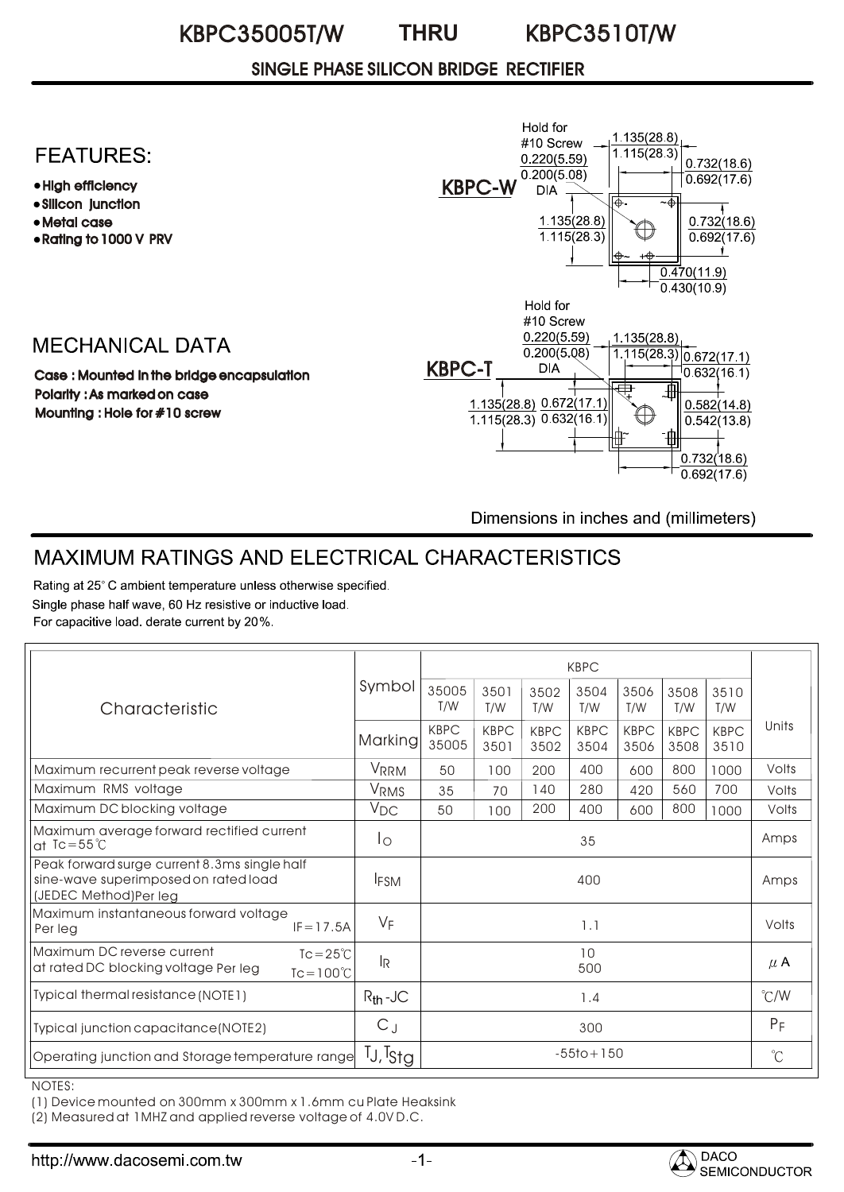# KBPC35005T/W THRU KBPC3510T/W

## SINGLE PHASE SILICON BRIDGE RECTIFIER

## FEATURES:

- High efficiency
- Silicon junction
- Metal case
- Rating to 1000 V PRV

KBPC-W

Hold for #10 Screw 0.220(5.59) 0.200(5.08) DIA

1.135(28.8) 1.115(28.3)

0.732(18.6) 0.692(17.6)

1.135(28.8) 1.115(28.3)

0.732(18.6) 0.692(17.6)

0.470(11.9) 0.430(10.9)

## MECHANICAL DATA

**Case : Mounted in the bridge encapsulation**
**Polarity : As marked on case**
**Mounting : Hole for #10 screw**

KBPC-T

Hold for #10 Screw 0.220(5.59) 0.200(5.08) DIA

1.135(28.8) 1.115(28.3)

0.672(17.1) 0.632(16.1)

1.135(28.8) 1.115(28.3)

0.672(17.1) 0.632(16.1)

0.582(14.8) 0.542(13.8)

0.732(18.6) 0.692(17.6)

Dimensions in inches and (millimeters)

## MAXIMUM RATINGS AND ELECTRICAL CHARACTERISTICS

Rating at 25° C ambient temperature unless otherwise specified.
Single phase half wave, 60 Hz resistive or inductive load.
For capacitive load. derate current by 20%.

| Characteristic | Symbol | KBPC 35005 T/W | KBPC 3501 T/W | KBPC 3502 T/W | KBPC 3504 T/W | KBPC 3506 T/W | KBPC 3508 T/W | KBPC 3510 T/W | Units |
|---|---|---|---|---|---|---|---|---|---|
| | Marking | KBPC 35005 | KBPC 3501 | KBPC 3502 | KBPC 3504 | KBPC 3506 | KBPC 3508 | KBPC 3510 | |
| Maximum recurrent peak reverse voltage | $V_{RRM}$ | 50 | 100 | 200 | 400 | 600 | 800 | 1000 | Volts |
| Maximum RMS voltage | $V_{RMS}$ | 35 | 70 | 140 | 280 | 420 | 560 | 700 | Volts |
| Maximum DC blocking voltage | $V_{DC}$ | 50 | 100 | 200 | 400 | 600 | 800 | 1000 | Volts |
| Maximum average forward rectified current at Tc=55℃ | $I_O$ | 35 | | | | | | | Amps |
| Peak forward surge current 8.3ms single half sine-wave superimposed on rated load (JEDEC Method)Per leg | $I_{FSM}$ | 400 | | | | | | | Amps |
| Maximum instantaneous forward voltage Per leg IF=17.5A | $V_F$ | 1.1 | | | | | | | Volts |
| Maximum DC reverse current at rated DC blocking voltage Per leg Tc=25℃ / Tc=100℃ | $I_R$ | 10 / 500 | | | | | | | μA |
| Typical thermal resistance (NOTE1) | $R_{th}$-JC | 1.4 | | | | | | | ℃/W |
| Typical junction capacitance(NOTE2) | $C_J$ | 300 | | | | | | | PF |
| Operating junction and Storage temperature range | $T_J, T_{Stg}$ | -55to+150 | | | | | | | ℃ |

NOTES:
(1) Device mounted on 300mm x 300mm x 1.6mm cu Plate Heaksink
(2) Measured at 1MHZ and applied reverse voltage of 4.0V D.C.

http://www.dacosemi.com.tw

DACO SEMICONDUCTOR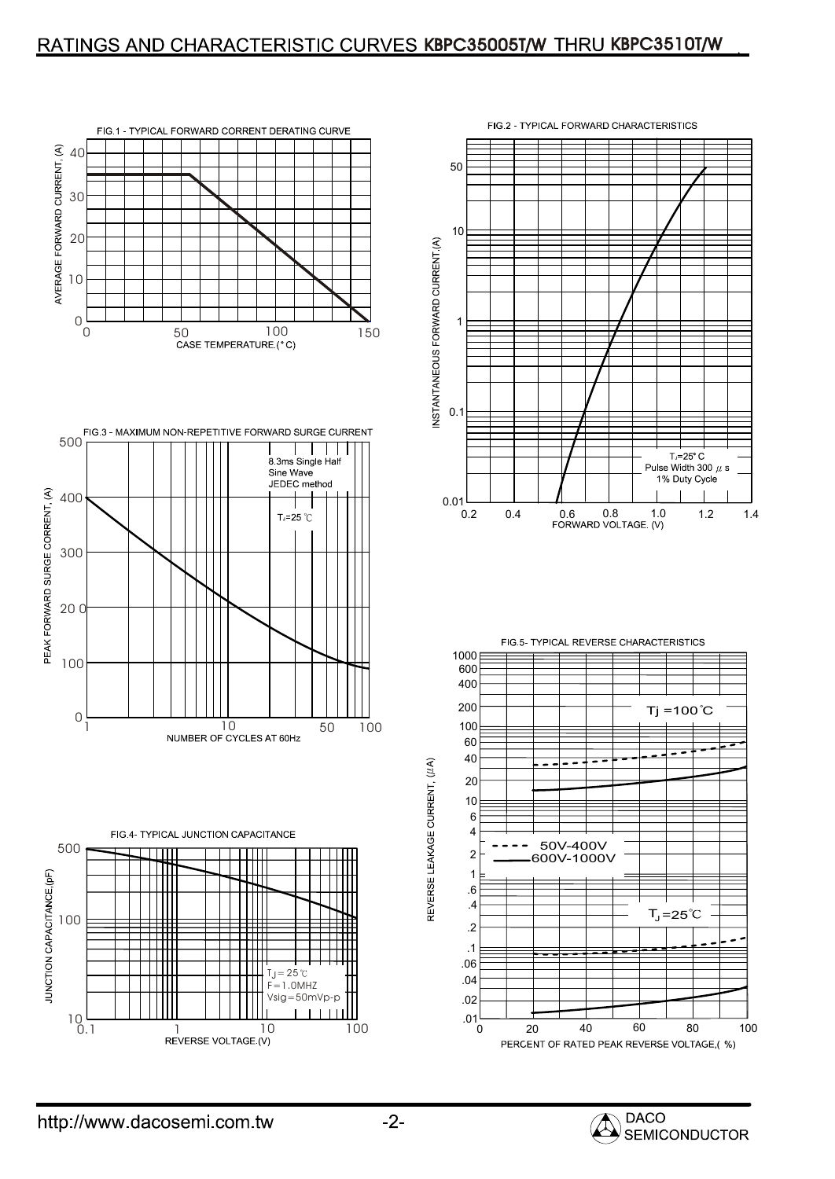## RATINGS AND CHARACTERISTIC CURVES KBPC35005T/W THRU KBPC3510T/W

FIG.1 - TYPICAL FORWARD CORRENT DERATING CURVE

AVERAGE FORWARD CURRENT, (A)

CASE TEMPERATURE.(°C)

FIG.2 - TYPICAL FORWARD CHARACTERISTICS

INSTANTANEOUS FORWARD CURRENT,(A)

FORWARD VOLTAGE. (V)

$T_J$=25°C
Pulse Width 300 μs
1% Duty Cycle

FIG.3 - MAXIMUM NON-REPETITIVE FORWARD SURGE CURRENT

PEAK FORWARD SURGE CORRENT, (A)

NUMBER OF CYCLES AT 60Hz

8.3ms Single Half
Sine Wave
JEDEC method

$T_J$=25 ℃

FIG.4- TYPICAL JUNCTION CAPACITANCE

JUNCTION CAPACITANCE,(pF)

REVERSE VOLTAGE.(V)

$T_J$= 25℃
F=1.0MHZ
Vsig=50mVp-p

FIG.5- TYPICAL REVERSE CHARACTERISTICS

REVERSE LEAKAGE CURRENT, (μA)

PERCENT OF RATED PEAK REVERSE VOLTAGE,( %)

Tj =100℃

50V-400V
600V-1000V

$T_J$=25℃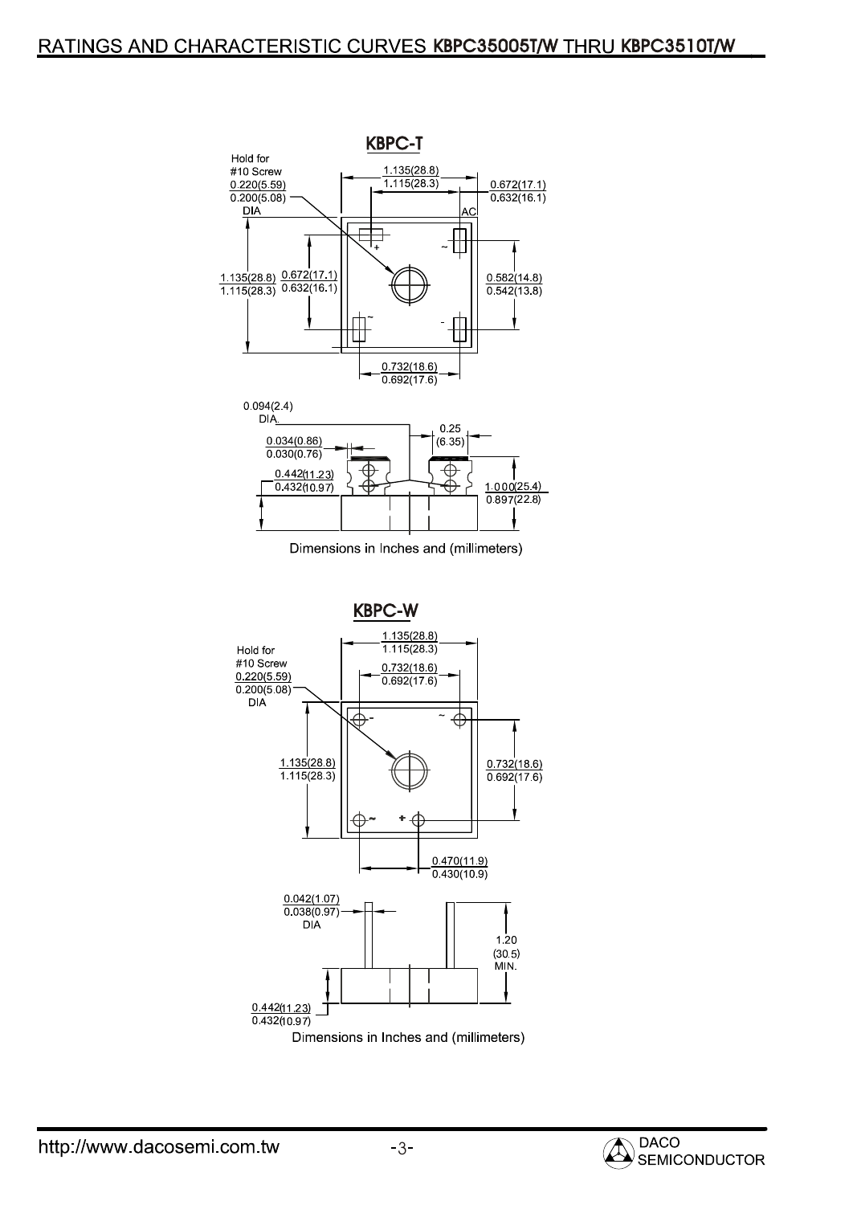## RATINGS AND CHARACTERISTIC CURVES KBPC35005T/W THRU KBPC3510T/W

### KBPC-T

Hold for
#10 Screw
0.220(5.59)
0.200(5.08)
DIA

1.135(28.8)
1.115(28.3)

0.672(17.1)
0.632(16.1)

AC

1.135(28.8)
1.115(28.3)

0.672(17.1)
0.632(16.1)

0.582(14.8)
0.542(13.8)

0.732(18.6)
0.692(17.6)

0.094(2.4)
DIA.

0.25
(6.35)

0.034(0.86)
0.030(0.76)

0.442(11.23)
0.432(10.97)

1.000(25.4)
0.897(22.8)

Dimensions in Inches and (millimeters)

### KBPC-W

1.135(28.8)
1.115(28.3)

Hold for
#10 Screw
0.220(5.59)
0.200(5.08)
DIA

0.732(18.6)
0.692(17.6)

1.135(28.8)
1.115(28.3)

0.732(18.6)
0.692(17.6)

0.470(11.9)
0.430(10.9)

0.042(1.07)
0.038(0.97)
DIA

1.20
(30.5)
MIN.

0.442(11.23)
0.432(10.97)

Dimensions in Inches and (millimeters)